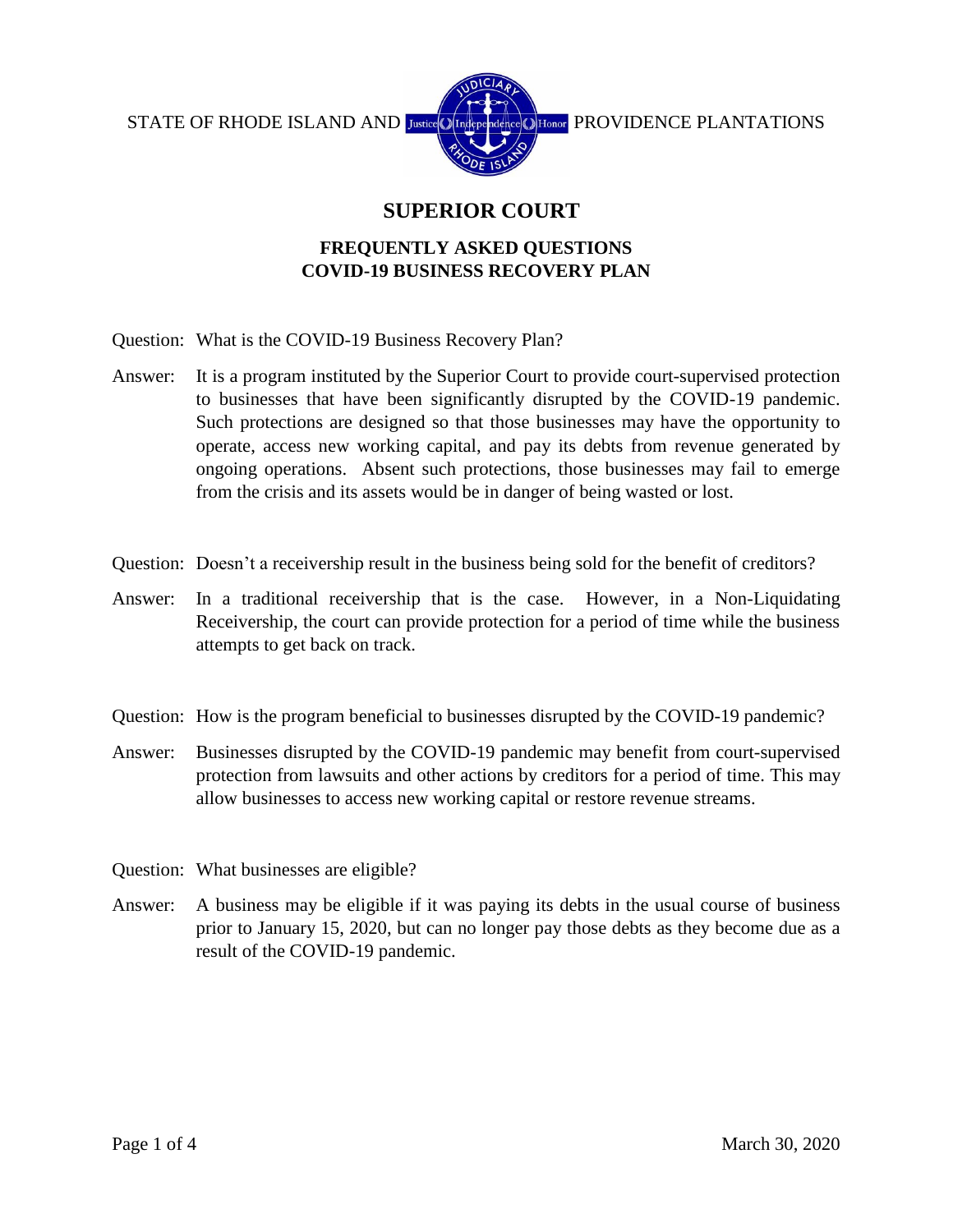STATE OF RHODE ISLAND AND PROVIDENCE PLANTATIONS

# SUPERIOR COURT

## FREQUENTLY ASKED QUESTIONS
## COVID-19 BUSINESS RECOVERY PLAN

Question: What is the COVID-19 Business Recovery Plan?

Answer: It is a program instituted by the Superior Court to provide court-supervised protection to businesses that have been significantly disrupted by the COVID-19 pandemic. Such protections are designed so that those businesses may have the opportunity to operate, access new working capital, and pay its debts from revenue generated by ongoing operations. Absent such protections, those businesses may fail to emerge from the crisis and its assets would be in danger of being wasted or lost.

Question: Doesn't a receivership result in the business being sold for the benefit of creditors?

Answer: In a traditional receivership that is the case. However, in a Non-Liquidating Receivership, the court can provide protection for a period of time while the business attempts to get back on track.

Question: How is the program beneficial to businesses disrupted by the COVID-19 pandemic?

Answer: Businesses disrupted by the COVID-19 pandemic may benefit from court-supervised protection from lawsuits and other actions by creditors for a period of time. This may allow businesses to access new working capital or restore revenue streams.

Question: What businesses are eligible?

Answer: A business may be eligible if it was paying its debts in the usual course of business prior to January 15, 2020, but can no longer pay those debts as they become due as a result of the COVID-19 pandemic.

March 30, 2020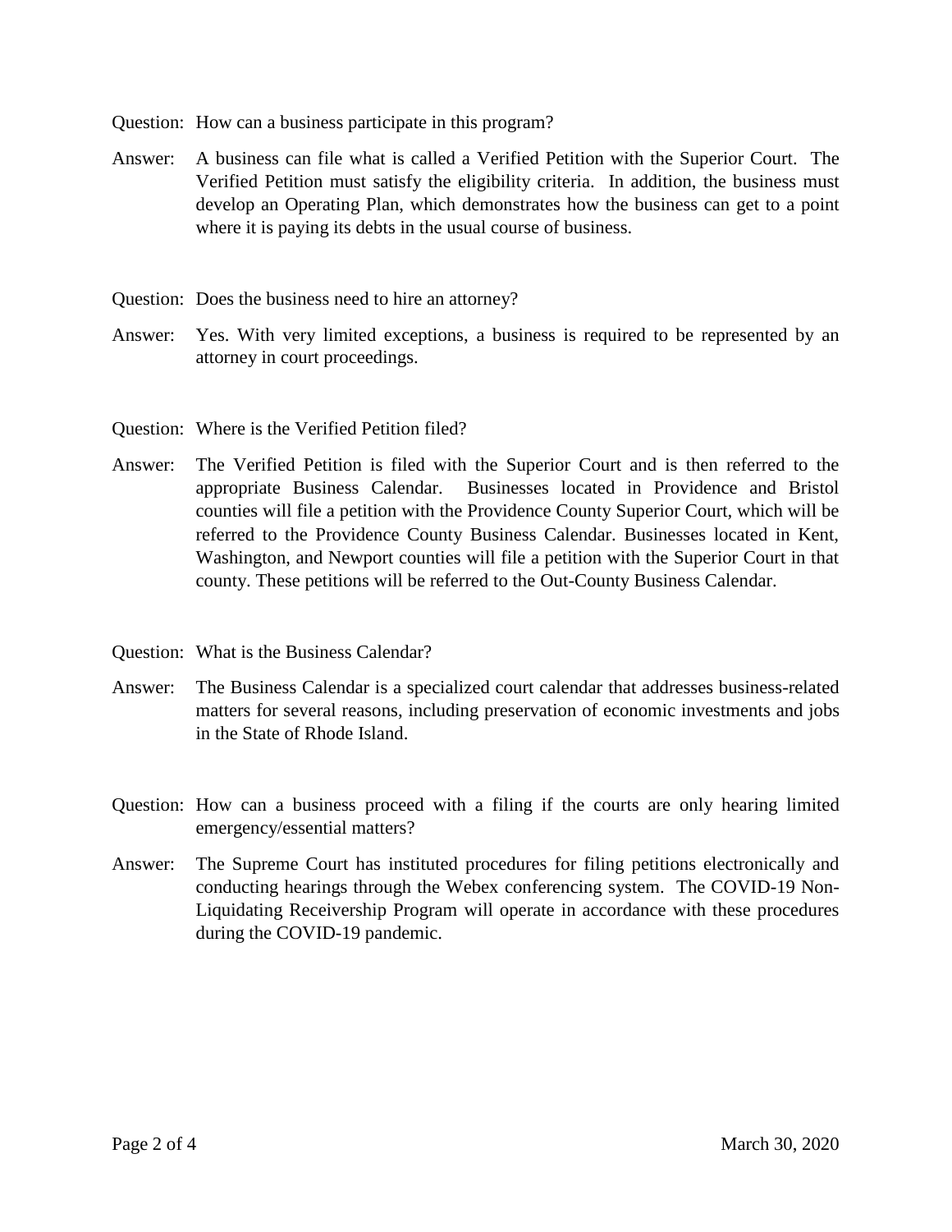Question: How can a business participate in this program?

Answer: A business can file what is called a Verified Petition with the Superior Court. The Verified Petition must satisfy the eligibility criteria. In addition, the business must develop an Operating Plan, which demonstrates how the business can get to a point where it is paying its debts in the usual course of business.

Question: Does the business need to hire an attorney?

Answer: Yes. With very limited exceptions, a business is required to be represented by an attorney in court proceedings.

Question: Where is the Verified Petition filed?

Answer: The Verified Petition is filed with the Superior Court and is then referred to the appropriate Business Calendar. Businesses located in Providence and Bristol counties will file a petition with the Providence County Superior Court, which will be referred to the Providence County Business Calendar. Businesses located in Kent, Washington, and Newport counties will file a petition with the Superior Court in that county. These petitions will be referred to the Out-County Business Calendar.

Question: What is the Business Calendar?

Answer: The Business Calendar is a specialized court calendar that addresses business-related matters for several reasons, including preservation of economic investments and jobs in the State of Rhode Island.

Question: How can a business proceed with a filing if the courts are only hearing limited emergency/essential matters?

Answer: The Supreme Court has instituted procedures for filing petitions electronically and conducting hearings through the Webex conferencing system. The COVID-19 Non-Liquidating Receivership Program will operate in accordance with these procedures during the COVID-19 pandemic.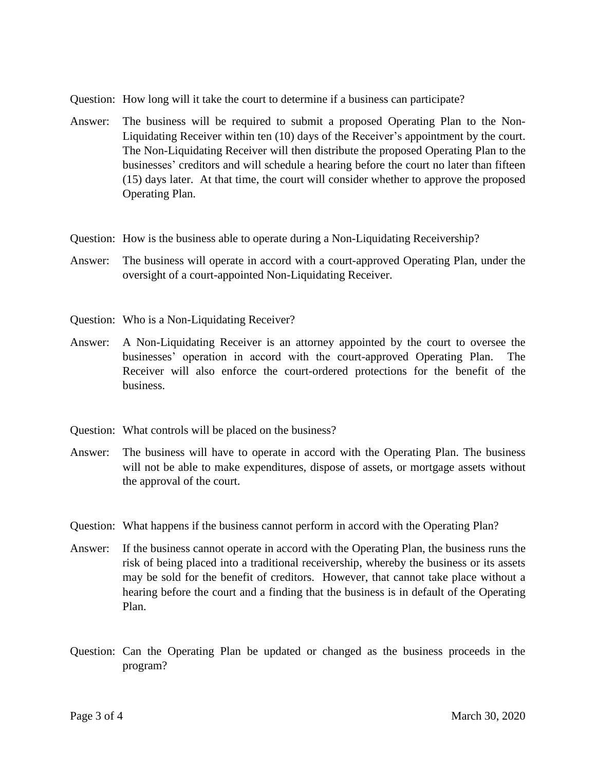Question: How long will it take the court to determine if a business can participate?

Answer: The business will be required to submit a proposed Operating Plan to the Non-Liquidating Receiver within ten (10) days of the Receiver's appointment by the court. The Non-Liquidating Receiver will then distribute the proposed Operating Plan to the businesses' creditors and will schedule a hearing before the court no later than fifteen (15) days later. At that time, the court will consider whether to approve the proposed Operating Plan.

Question: How is the business able to operate during a Non-Liquidating Receivership?

Answer: The business will operate in accord with a court-approved Operating Plan, under the oversight of a court-appointed Non-Liquidating Receiver.

Question: Who is a Non-Liquidating Receiver?

Answer: A Non-Liquidating Receiver is an attorney appointed by the court to oversee the businesses' operation in accord with the court-approved Operating Plan. The Receiver will also enforce the court-ordered protections for the benefit of the business.

Question: What controls will be placed on the business?

Answer: The business will have to operate in accord with the Operating Plan. The business will not be able to make expenditures, dispose of assets, or mortgage assets without the approval of the court.

Question: What happens if the business cannot perform in accord with the Operating Plan?

Answer: If the business cannot operate in accord with the Operating Plan, the business runs the risk of being placed into a traditional receivership, whereby the business or its assets may be sold for the benefit of creditors. However, that cannot take place without a hearing before the court and a finding that the business is in default of the Operating Plan.

Question: Can the Operating Plan be updated or changed as the business proceeds in the program?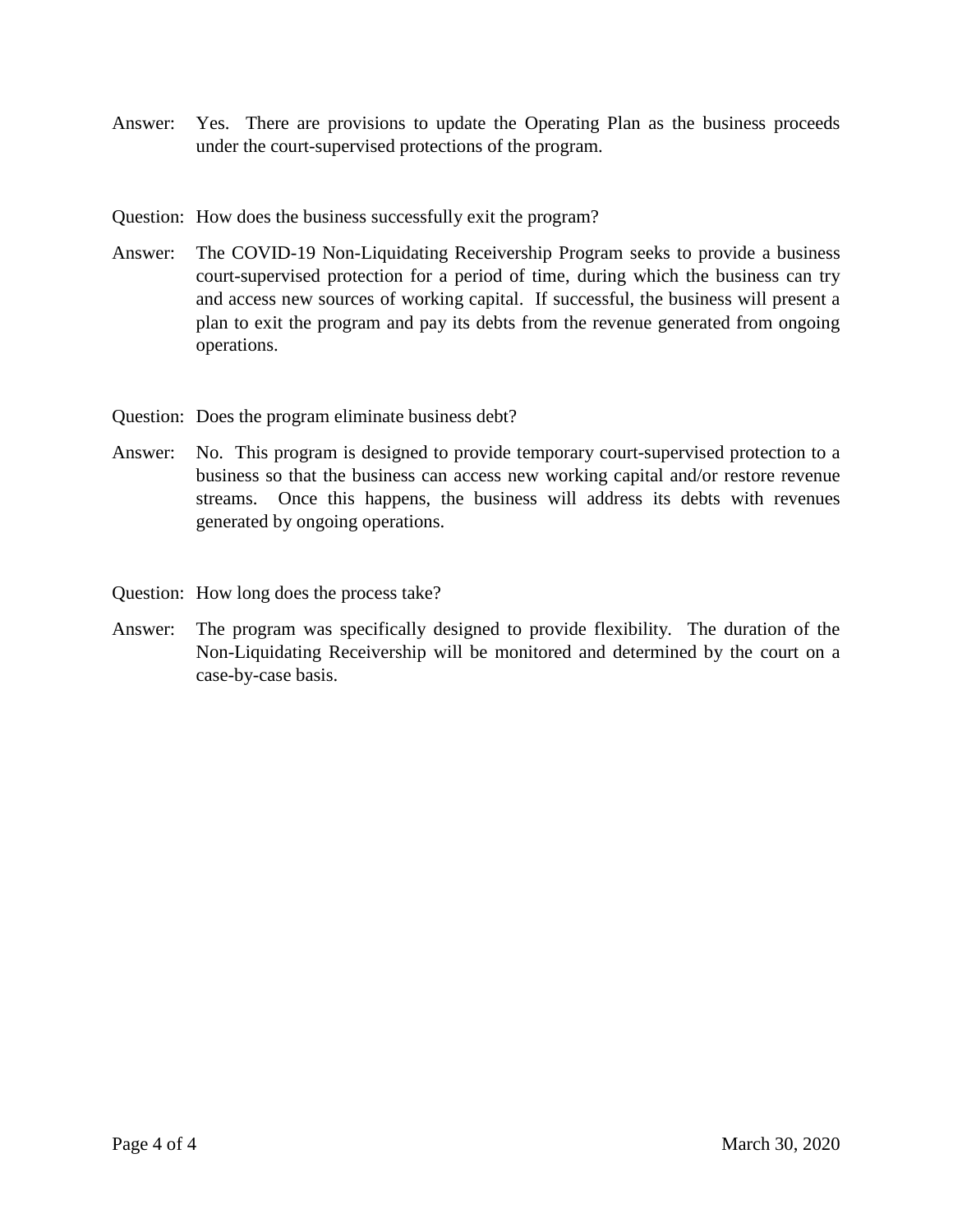Answer: Yes. There are provisions to update the Operating Plan as the business proceeds under the court-supervised protections of the program.

Question: How does the business successfully exit the program?

Answer: The COVID-19 Non-Liquidating Receivership Program seeks to provide a business court-supervised protection for a period of time, during which the business can try and access new sources of working capital. If successful, the business will present a plan to exit the program and pay its debts from the revenue generated from ongoing operations.

Question: Does the program eliminate business debt?

Answer: No. This program is designed to provide temporary court-supervised protection to a business so that the business can access new working capital and/or restore revenue streams. Once this happens, the business will address its debts with revenues generated by ongoing operations.

Question: How long does the process take?

Answer: The program was specifically designed to provide flexibility. The duration of the Non-Liquidating Receivership will be monitored and determined by the court on a case-by-case basis.